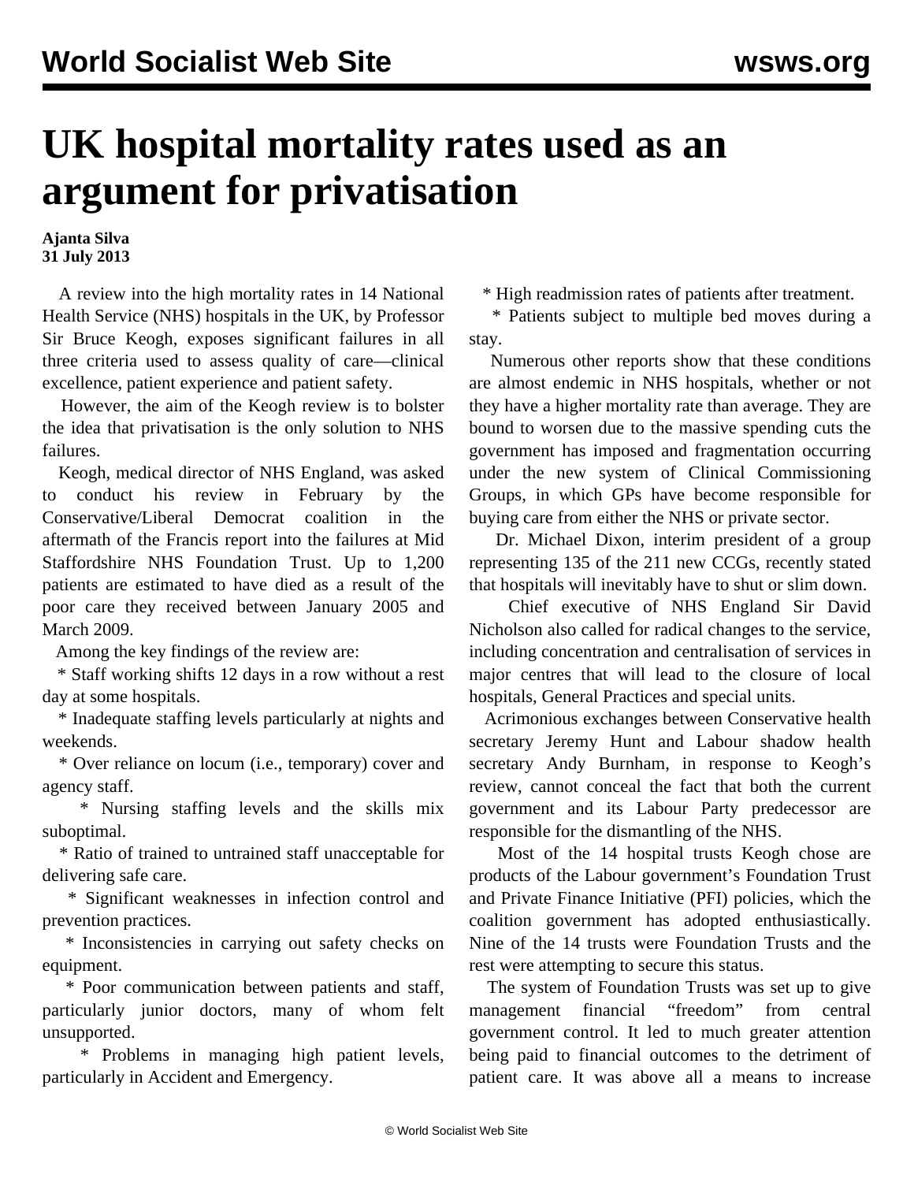# UK hospital mortality rates used as an argument for privatisation

**Ajanta Silva**
**31 July 2013**

A review into the high mortality rates in 14 National Health Service (NHS) hospitals in the UK, by Professor Sir Bruce Keogh, exposes significant failures in all three criteria used to assess quality of care—clinical excellence, patient experience and patient safety.

However, the aim of the Keogh review is to bolster the idea that privatisation is the only solution to NHS failures.

Keogh, medical director of NHS England, was asked to conduct his review in February by the Conservative/Liberal Democrat coalition in the aftermath of the Francis report into the failures at Mid Staffordshire NHS Foundation Trust. Up to 1,200 patients are estimated to have died as a result of the poor care they received between January 2005 and March 2009.

Among the key findings of the review are:

* Staff working shifts 12 days in a row without a rest day at some hospitals.
* Inadequate staffing levels particularly at nights and weekends.
* Over reliance on locum (i.e., temporary) cover and agency staff.
* Nursing staffing levels and the skills mix suboptimal.
* Ratio of trained to untrained staff unacceptable for delivering safe care.
* Significant weaknesses in infection control and prevention practices.
* Inconsistencies in carrying out safety checks on equipment.
* Poor communication between patients and staff, particularly junior doctors, many of whom felt unsupported.
* Problems in managing high patient levels, particularly in Accident and Emergency.
* High readmission rates of patients after treatment.
* Patients subject to multiple bed moves during a stay.

Numerous other reports show that these conditions are almost endemic in NHS hospitals, whether or not they have a higher mortality rate than average. They are bound to worsen due to the massive spending cuts the government has imposed and fragmentation occurring under the new system of Clinical Commissioning Groups, in which GPs have become responsible for buying care from either the NHS or private sector.

Dr. Michael Dixon, interim president of a group representing 135 of the 211 new CCGs, recently stated that hospitals will inevitably have to shut or slim down.

Chief executive of NHS England Sir David Nicholson also called for radical changes to the service, including concentration and centralisation of services in major centres that will lead to the closure of local hospitals, General Practices and special units.

Acrimonious exchanges between Conservative health secretary Jeremy Hunt and Labour shadow health secretary Andy Burnham, in response to Keogh's review, cannot conceal the fact that both the current government and its Labour Party predecessor are responsible for the dismantling of the NHS.

Most of the 14 hospital trusts Keogh chose are products of the Labour government's Foundation Trust and Private Finance Initiative (PFI) policies, which the coalition government has adopted enthusiastically. Nine of the 14 trusts were Foundation Trusts and the rest were attempting to secure this status.

The system of Foundation Trusts was set up to give management financial "freedom" from central government control. It led to much greater attention being paid to financial outcomes to the detriment of patient care. It was above all a means to increase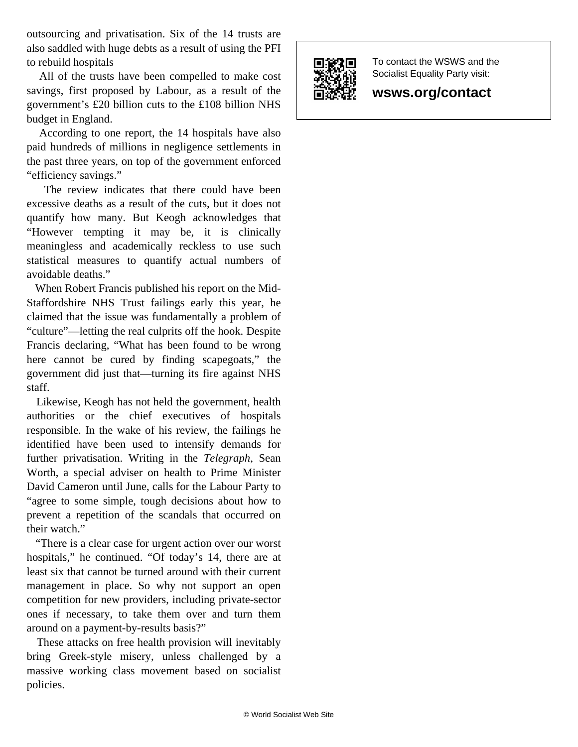outsourcing and privatisation. Six of the 14 trusts are also saddled with huge debts as a result of using the PFI to rebuild hospitals

All of the trusts have been compelled to make cost savings, first proposed by Labour, as a result of the government's £20 billion cuts to the £108 billion NHS budget in England.

According to one report, the 14 hospitals have also paid hundreds of millions in negligence settlements in the past three years, on top of the government enforced "efficiency savings."

The review indicates that there could have been excessive deaths as a result of the cuts, but it does not quantify how many. But Keogh acknowledges that "However tempting it may be, it is clinically meaningless and academically reckless to use such statistical measures to quantify actual numbers of avoidable deaths."

When Robert Francis published his report on the Mid-Staffordshire NHS Trust failings early this year, he claimed that the issue was fundamentally a problem of "culture"—letting the real culprits off the hook. Despite Francis declaring, "What has been found to be wrong here cannot be cured by finding scapegoats," the government did just that—turning its fire against NHS staff.

Likewise, Keogh has not held the government, health authorities or the chief executives of hospitals responsible. In the wake of his review, the failings he identified have been used to intensify demands for further privatisation. Writing in the *Telegraph*, Sean Worth, a special adviser on health to Prime Minister David Cameron until June, calls for the Labour Party to "agree to some simple, tough decisions about how to prevent a repetition of the scandals that occurred on their watch."

"There is a clear case for urgent action over our worst hospitals," he continued. "Of today's 14, there are at least six that cannot be turned around with their current management in place. So why not support an open competition for new providers, including private-sector ones if necessary, to take them over and turn them around on a payment-by-results basis?"

These attacks on free health provision will inevitably bring Greek-style misery, unless challenged by a massive working class movement based on socialist policies.

To contact the WSWS and the Socialist Equality Party visit:

**wsws.org/contact**